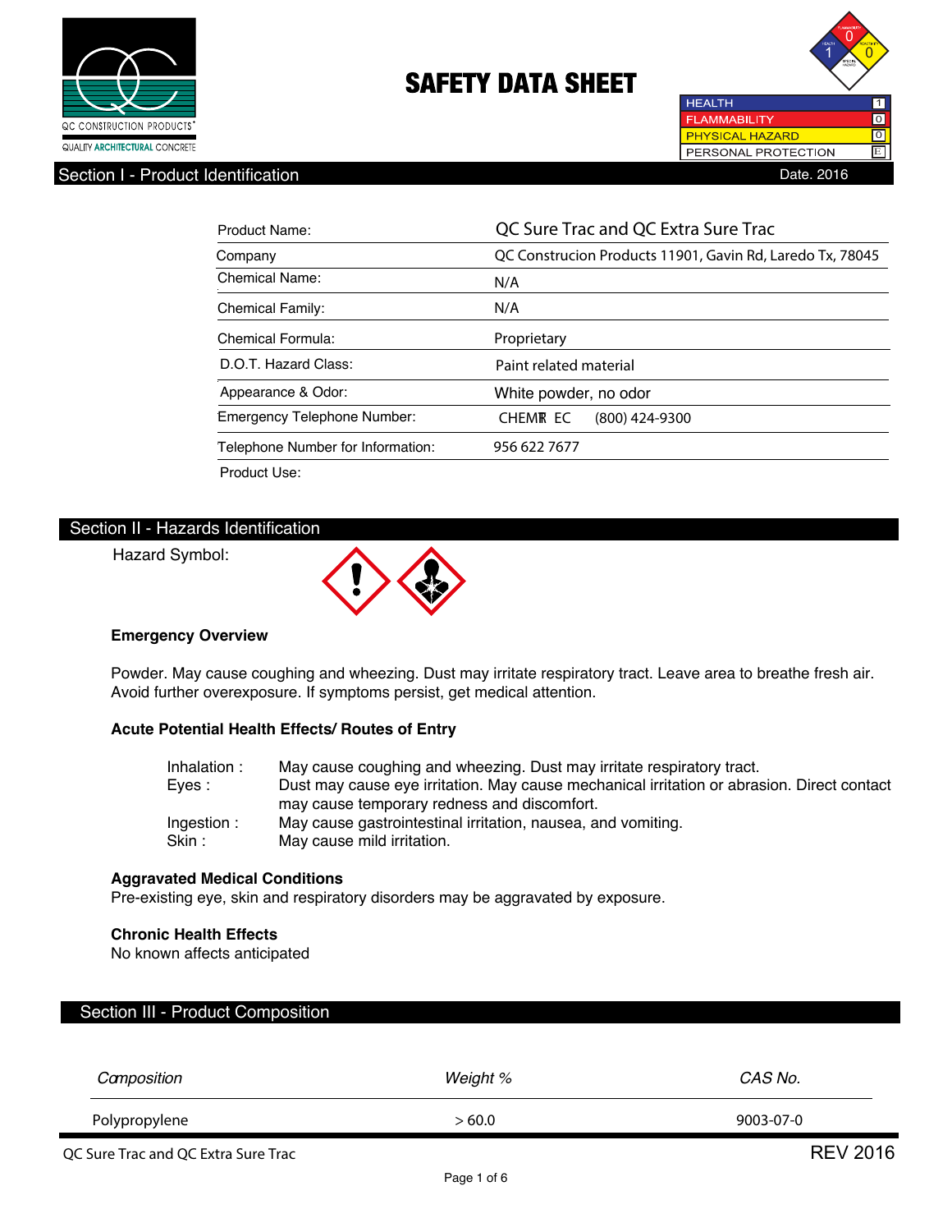QC CONSTRUCTION PRODUCTS
QUALITY ARCHITECTURAL CONCRETE

# SAFETY DATA SHEET

| HEALTH | 1 |
|---|---|
| FLAMMABILITY | 0 |
| PHYSICAL HAZARD | 0 |
| PERSONAL PROTECTION | E |

## Section I - Product Identification

Date. 2016

| | |
|---|---|
| Product Name: | QC Sure Trac and QC Extra Sure Trac |
| Company | QC Construcion Products 11901, Gavin Rd, Laredo Tx, 78045 |
| Chemical Name: | N/A |
| Chemical Family: | N/A |
| Chemical Formula: | Proprietary |
| D.O.T. Hazard Class: | Paint related material |
| Appearance & Odor: | White powder, no odor |
| Emergency Telephone Number: | CHEMTREC (800) 424-9300 |
| Telephone Number for Information: | 956 622 7677 |
| Product Use: | |

## Section II - Hazards Identification

Hazard Symbol:

### Emergency Overview

Powder. May cause coughing and wheezing. Dust may irritate respiratory tract. Leave area to breathe fresh air. Avoid further overexposure. If symptoms persist, get medical attention.

### Acute Potential Health Effects/ Routes of Entry

- Inhalation : May cause coughing and wheezing. Dust may irritate respiratory tract.
- Eyes : Dust may cause eye irritation. May cause mechanical irritation or abrasion. Direct contact may cause temporary redness and discomfort.
- Ingestion : May cause gastrointestinal irritation, nausea, and vomiting.
- Skin : May cause mild irritation.

### Aggravated Medical Conditions

Pre-existing eye, skin and respiratory disorders may be aggravated by exposure.

### Chronic Health Effects

No known affects anticipated

## Section III - Product Composition

| *Composition* | *Weight %* | *CAS No.* |
|---|---|---|
| Polypropylene | > 60.0 | 9003-07-0 |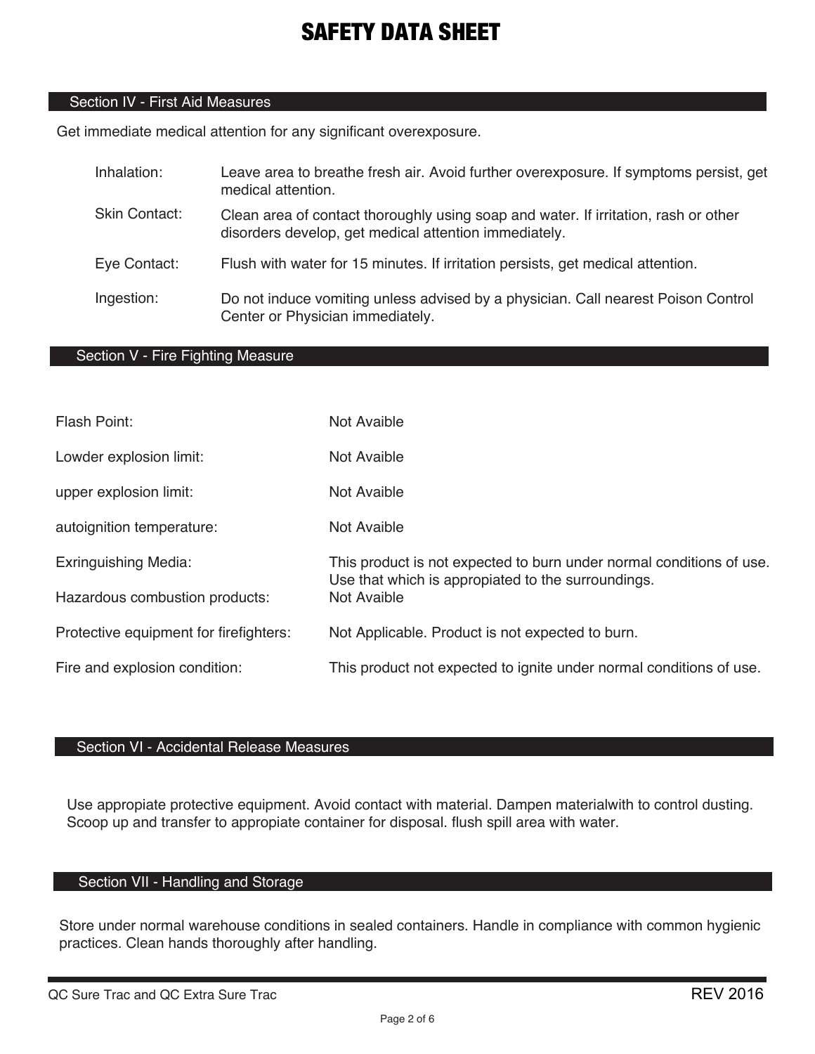# SAFETY DATA SHEET

## Section IV - First Aid Measures

Get immediate medical attention for any significant overexposure.

| | |
|---|---|
| Inhalation: | Leave area to breathe fresh air. Avoid further overexposure. If symptoms persist, get medical attention. |
| Skin Contact: | Clean area of contact thoroughly using soap and water. If irritation, rash or other disorders develop, get medical attention immediately. |
| Eye Contact: | Flush with water for 15 minutes. If irritation persists, get medical attention. |
| Ingestion: | Do not induce vomiting unless advised by a physician. Call nearest Poison Control Center or Physician immediately. |

## Section V - Fire Fighting Measure

| | |
|---|---|
| Flash Point: | Not Avaible |
| Lowder explosion limit: | Not Avaible |
| upper explosion limit: | Not Avaible |
| autoignition temperature: | Not Avaible |
| Exringuishing Media: | This product is not expected to burn under normal conditions of use. Use that which is appropiated to the surroundings. |
| Hazardous combustion products: | Not Avaible |
| Protective equipment for firefighters: | Not Applicable. Product is not expected to burn. |
| Fire and explosion condition: | This product not expected to ignite under normal conditions of use. |

## Section VI - Accidental Release Measures

Use appropiate protective equipment. Avoid contact with material. Dampen materialwith to control dusting. Scoop up and transfer to appropiate container for disposal. flush spill area with water.

## Section VII - Handling and Storage

Store under normal warehouse conditions in sealed containers. Handle in compliance with common hygienic practices. Clean hands thoroughly after handling.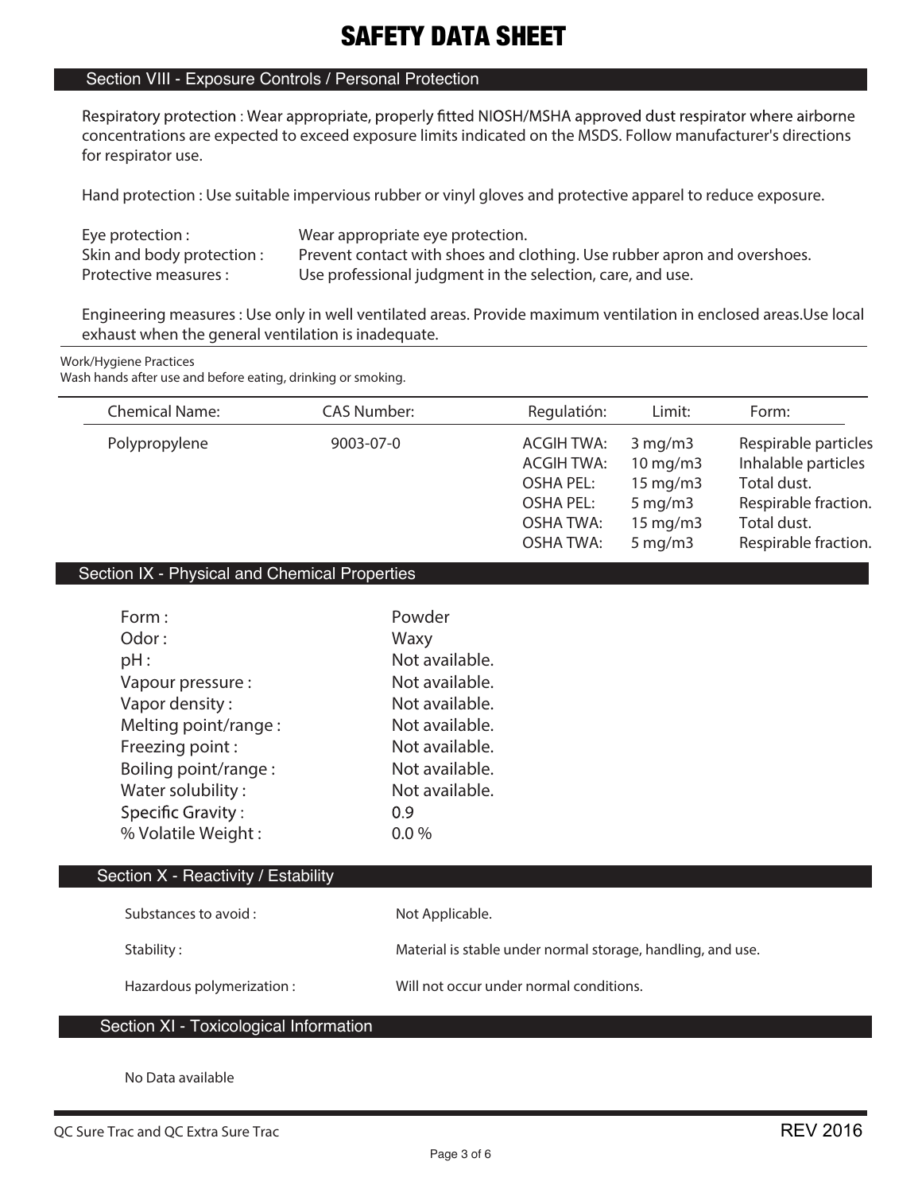# SAFETY DATA SHEET

## Section VIII - Exposure Controls / Personal Protection

Respiratory protection : Wear appropriate, properly fitted NIOSH/MSHA approved dust respirator where airborne concentrations are expected to exceed exposure limits indicated on the MSDS. Follow manufacturer's directions for respirator use.

Hand protection : Use suitable impervious rubber or vinyl gloves and protective apparel to reduce exposure.

Eye protection : Wear appropriate eye protection.
Skin and body protection : Prevent contact with shoes and clothing. Use rubber apron and overshoes.
Protective measures : Use professional judgment in the selection, care, and use.

Engineering measures : Use only in well ventilated areas. Provide maximum ventilation in enclosed areas.Use local exhaust when the general ventilation is inadequate.

Work/Hygiene Practices
Wash hands after use and before eating, drinking or smoking.

| Chemical Name: | CAS Number: | Regulatión: | Limit: | Form: |
|---|---|---|---|---|
| Polypropylene | 9003-07-0 | ACGIH TWA: | 3 mg/m3 | Respirable particles |
| | | ACGIH TWA: | 10 mg/m3 | Inhalable particles |
| | | OSHA PEL: | 15 mg/m3 | Total dust. |
| | | OSHA PEL: | 5 mg/m3 | Respirable fraction. |
| | | OSHA TWA: | 15 mg/m3 | Total dust. |
| | | OSHA TWA: | 5 mg/m3 | Respirable fraction. |

## Section IX - Physical and Chemical Properties

| | |
|---|---|
| Form : | Powder |
| Odor : | Waxy |
| pH : | Not available. |
| Vapour pressure : | Not available. |
| Vapor density : | Not available. |
| Melting point/range : | Not available. |
| Freezing point : | Not available. |
| Boiling point/range : | Not available. |
| Water solubility : | Not available. |
| Specific Gravity : | 0.9 |
| % Volatile Weight : | 0.0 % |

## Section X - Reactivity / Estability

| | |
|---|---|
| Substances to avoid : | Not Applicable. |
| Stability : | Material is stable under normal storage, handling, and use. |
| Hazardous polymerization : | Will not occur under normal conditions. |

## Section XI - Toxicological Information

No Data available

QC Sure Trac and QC Extra Sure Trac REV 2016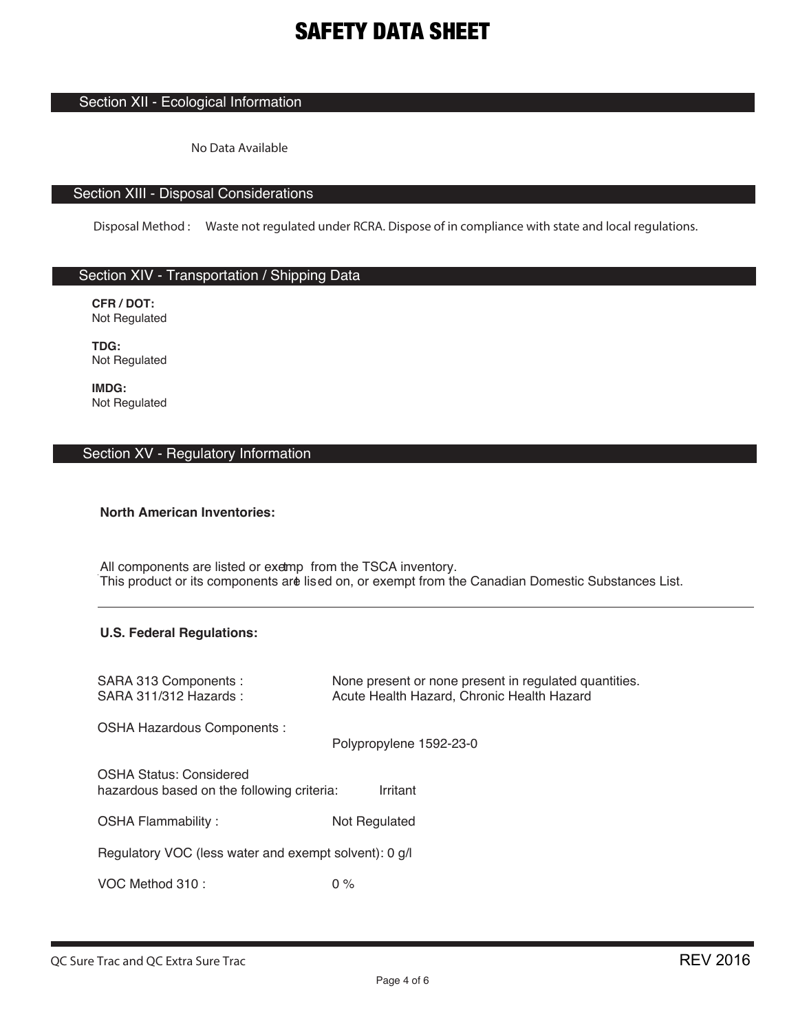# SAFETY DATA SHEET

## Section XII - Ecological Information

No Data Available

## Section XIII - Disposal Considerations

Disposal Method : Waste not regulated under RCRA. Dispose of in compliance with state and local regulations.

## Section XIV - Transportation / Shipping Data

**CFR / DOT:**
Not Regulated

**TDG:**
Not Regulated

**IMDG:**
Not Regulated

## Section XV - Regulatory Information

**North American Inventories:**

All components are listed or exemp from the TSCA inventory.
This product or its components are lised on, or exempt from the Canadian Domestic Substances List.

---

**U.S. Federal Regulations:**

SARA 313 Components : None present or none present in regulated quantities.
SARA 311/312 Hazards : Acute Health Hazard, Chronic Health Hazard

OSHA Hazardous Components : Polypropylene 1592-23-0

OSHA Status: Considered hazardous based on the following criteria: Irritant

OSHA Flammability : Not Regulated

Regulatory VOC (less water and exempt solvent): 0 g/l

VOC Method 310 : 0 %

QC Sure Trac and QC Extra Sure Trac REV 2016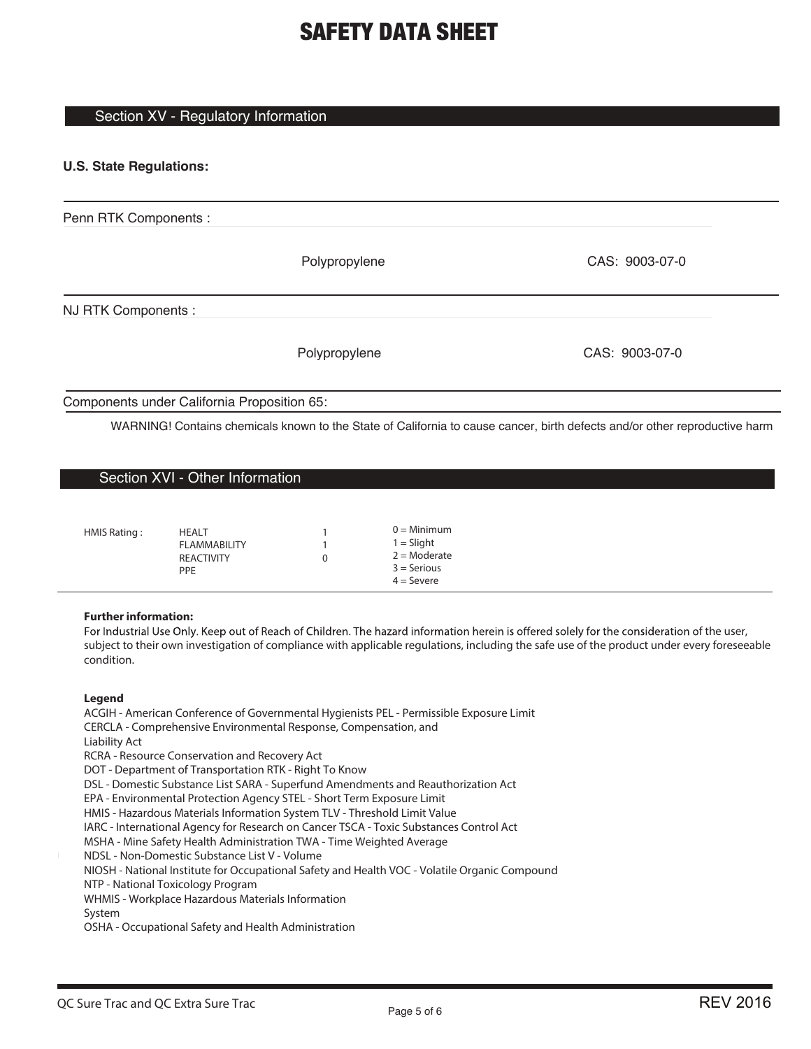# SAFETY DATA SHEET

## Section XV - Regulatory Information

**U.S. State Regulations:**

Penn RTK Components :

| | |
|---|---|
| Polypropylene | CAS: 9003-07-0 |

NJ RTK Components :

| | |
|---|---|
| Polypropylene | CAS: 9003-07-0 |

Components under California Proposition 65:

WARNING! Contains chemicals known to the State of California to cause cancer, birth defects and/or other reproductive harm

## Section XVI - Other Information

| HMIS Rating : | | | |
|---|---|---|---|
| | HEALT | 1 | 0 = Minimum |
| | FLAMMABILITY | 1 | 1 = Slight |
| | REACTIVITY | 0 | 2 = Moderate |
| | PPE | | 3 = Serious |
| | | | 4 = Severe |

**Further information:**

For Industrial Use Only. Keep out of Reach of Children. The hazard information herein is offered solely for the consideration of the user, subject to their own investigation of compliance with applicable regulations, including the safe use of the product under every foreseeable condition.

**Legend**

ACGIH - American Conference of Governmental Hygienists PEL - Permissible Exposure Limit
CERCLA - Comprehensive Environmental Response, Compensation, and Liability Act
RCRA - Resource Conservation and Recovery Act
DOT - Department of Transportation RTK - Right To Know
DSL - Domestic Substance List SARA - Superfund Amendments and Reauthorization Act
EPA - Environmental Protection Agency STEL - Short Term Exposure Limit
HMIS - Hazardous Materials Information System TLV - Threshold Limit Value
IARC - International Agency for Research on Cancer TSCA - Toxic Substances Control Act
MSHA - Mine Safety Health Administration TWA - Time Weighted Average
NDSL - Non-Domestic Substance List V - Volume
NIOSH - National Institute for Occupational Safety and Health VOC - Volatile Organic Compound
NTP - National Toxicology Program
WHMIS - Workplace Hazardous Materials Information System
OSHA - Occupational Safety and Health Administration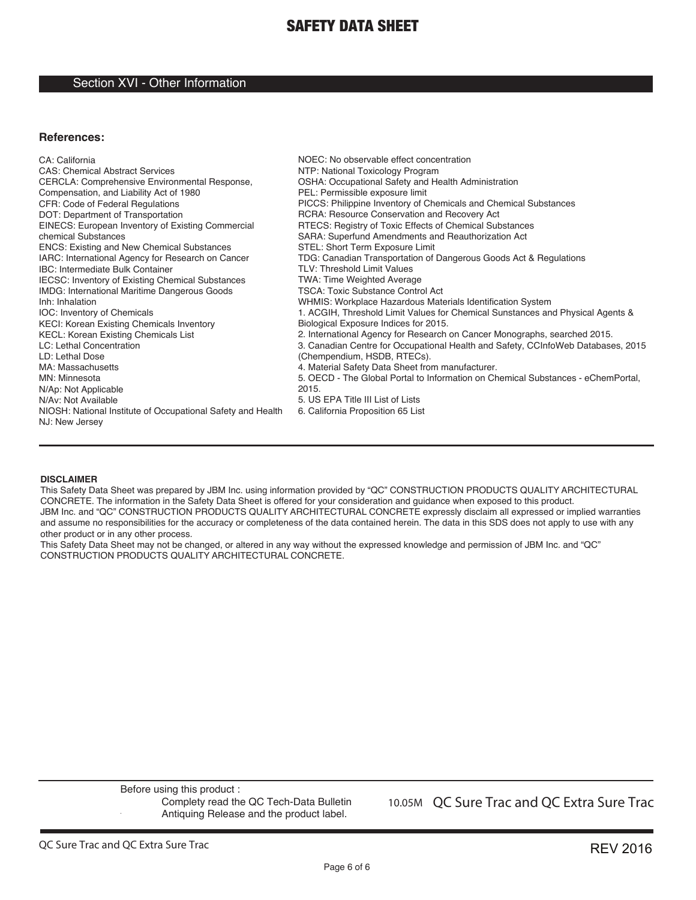## Section XVI - Other Information

### References:

CA: California
CAS: Chemical Abstract Services
CERCLA: Comprehensive Environmental Response, Compensation, and Liability Act of 1980
CFR: Code of Federal Regulations
DOT: Department of Transportation
EINECS: European Inventory of Existing Commercial chemical Substances
ENCS: Existing and New Chemical Substances
IARC: International Agency for Research on Cancer
IBC: Intermediate Bulk Container
IECSC: Inventory of Existing Chemical Substances
IMDG: International Maritime Dangerous Goods
Inh: Inhalation
IOC: Inventory of Chemicals
KECI: Korean Existing Chemicals Inventory
KECL: Korean Existing Chemicals List
LC: Lethal Concentration
LD: Lethal Dose
MA: Massachusetts
MN: Minnesota
N/Ap: Not Applicable
N/Av: Not Available
NIOSH: National Institute of Occupational Safety and Health
NJ: New Jersey
NOEC: No observable effect concentration
NTP: National Toxicology Program
OSHA: Occupational Safety and Health Administration
PEL: Permissible exposure limit
PICCS: Philippine Inventory of Chemicals and Chemical Substances
RCRA: Resource Conservation and Recovery Act
RTECS: Registry of Toxic Effects of Chemical Substances
SARA: Superfund Amendments and Reauthorization Act
STEL: Short Term Exposure Limit
TDG: Canadian Transportation of Dangerous Goods Act & Regulations
TLV: Threshold Limit Values
TWA: Time Weighted Average
TSCA: Toxic Substance Control Act
WHMIS: Workplace Hazardous Materials Identification System

1. ACGIH, Threshold Limit Values for Chemical Sunstances and Physical Agents & Biological Exposure Indices for 2015.
2. International Agency for Research on Cancer Monographs, searched 2015.
3. Canadian Centre for Occupational Health and Safety, CCInfoWeb Databases, 2015 (Chempendium, HSDB, RTECs).
4. Material Safety Data Sheet from manufacturer.
5. OECD - The Global Portal to Information on Chemical Substances - eChemPortal, 2015.
5. US EPA Title III List of Lists
6. California Proposition 65 List

**DISCLAIMER**

This Safety Data Sheet was prepared by JBM Inc. using information provided by "QC" CONSTRUCTION PRODUCTS QUALITY ARCHITECTURAL CONCRETE. The information in the Safety Data Sheet is offered for your consideration and guidance when exposed to this product.
JBM Inc. and "QC" CONSTRUCTION PRODUCTS QUALITY ARCHITECTURAL CONCRETE expressly disclaim all expressed or implied warranties and assume no responsibilities for the accuracy or completeness of the data contained herein. The data in this SDS does not apply to use with any other product or in any other process.
This Safety Data Sheet may not be changed, or altered in any way without the expressed knowledge and permission of JBM Inc. and "QC" CONSTRUCTION PRODUCTS QUALITY ARCHITECTURAL CONCRETE.

Before using this product :
Complety read the QC Tech-Data Bulletin Antiquing Release and the product label.

10.05M QC Sure Trac and QC Extra Sure Trac